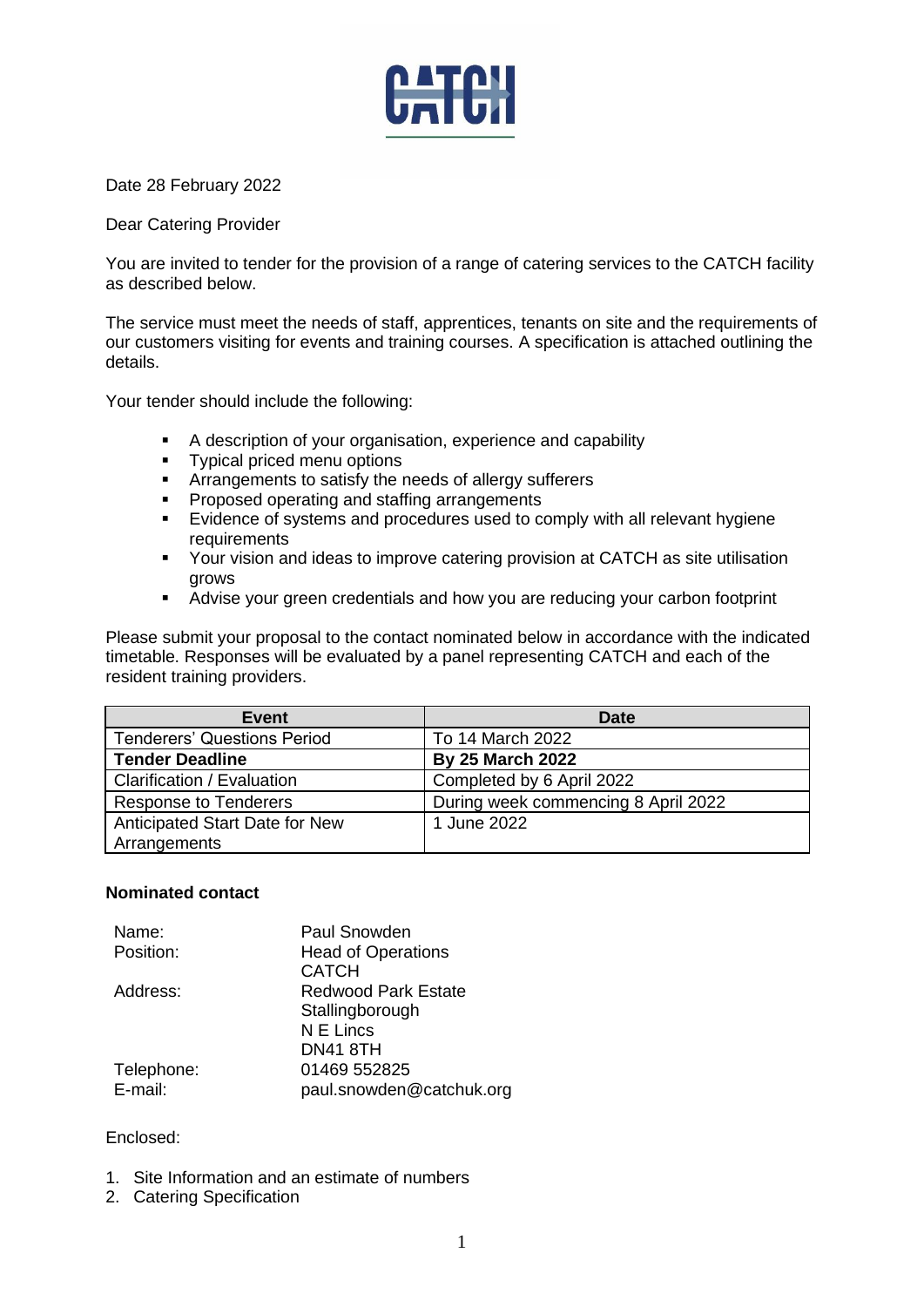CATCH

Date 28 February 2022

Dear Catering Provider

You are invited to tender for the provision of a range of catering services to the CATCH facility as described below.

The service must meet the needs of staff, apprentices, tenants on site and the requirements of our customers visiting for events and training courses. A specification is attached outlining the details.

Your tender should include the following:

- A description of your organisation, experience and capability
- Typical priced menu options
- Arrangements to satisfy the needs of allergy sufferers
- Proposed operating and staffing arrangements
- Evidence of systems and procedures used to comply with all relevant hygiene requirements
- Your vision and ideas to improve catering provision at CATCH as site utilisation grows
- Advise your green credentials and how you are reducing your carbon footprint

Please submit your proposal to the contact nominated below in accordance with the indicated timetable. Responses will be evaluated by a panel representing CATCH and each of the resident training providers.

| Event | Date |
| --- | --- |
| Tenderers' Questions Period | To 14 March 2022 |
| **Tender Deadline** | **By 25 March 2022** |
| Clarification / Evaluation | Completed by 6 April 2022 |
| Response to Tenderers | During week commencing 8 April 2022 |
| Anticipated Start Date for New Arrangements | 1 June 2022 |

**Nominated contact**

| | |
| --- | --- |
| Name: | Paul Snowden |
| Position: | Head of Operations<br>CATCH |
| Address: | Redwood Park Estate<br>Stallingborough<br>N E Lincs<br>DN41 8TH |
| Telephone: | 01469 552825 |
| E-mail: | paul.snowden@catchuk.org |

Enclosed:

1. Site Information and an estimate of numbers
2. Catering Specification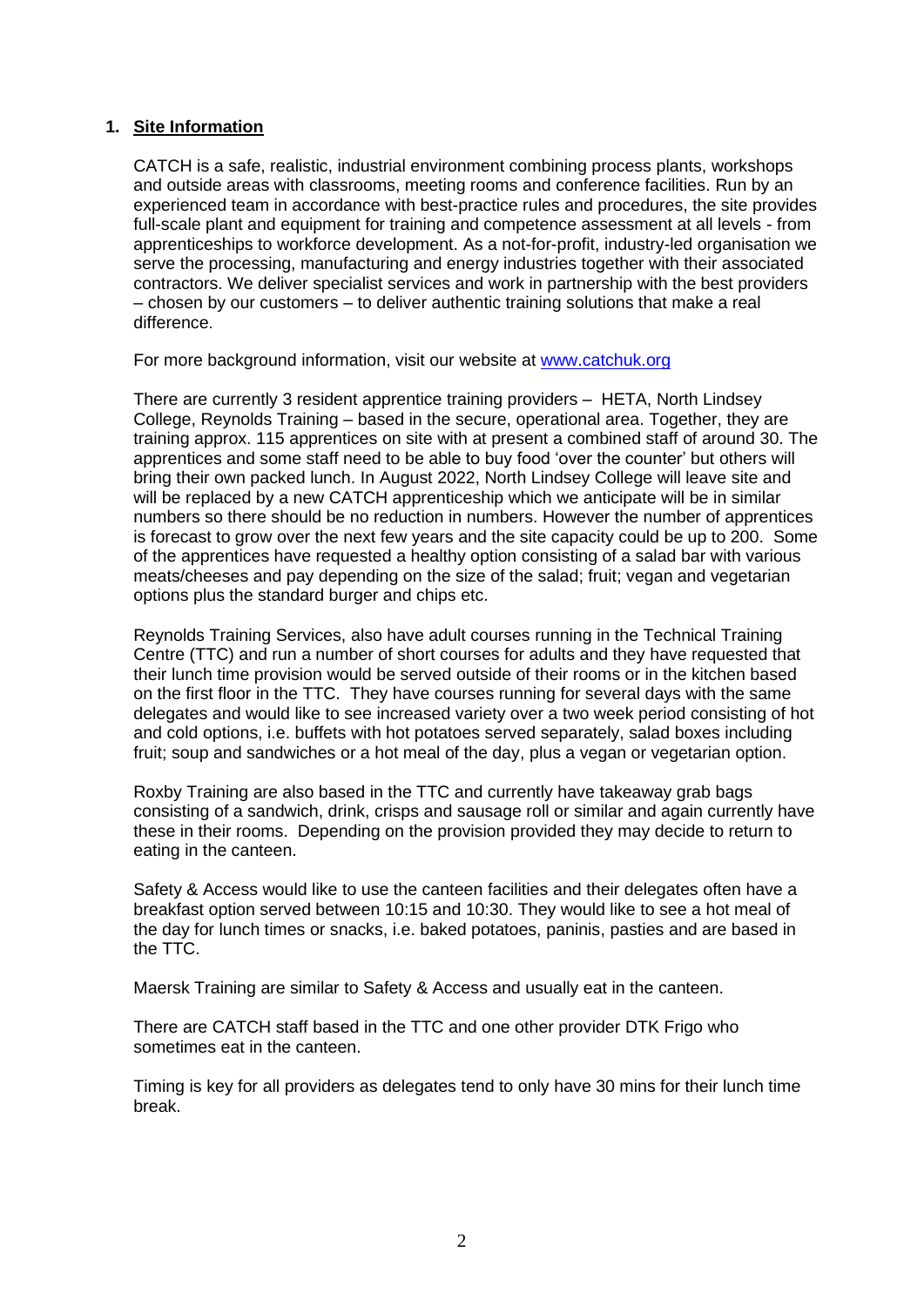## 1. Site Information

CATCH is a safe, realistic, industrial environment combining process plants, workshops and outside areas with classrooms, meeting rooms and conference facilities. Run by an experienced team in accordance with best-practice rules and procedures, the site provides full-scale plant and equipment for training and competence assessment at all levels - from apprenticeships to workforce development. As a not-for-profit, industry-led organisation we serve the processing, manufacturing and energy industries together with their associated contractors. We deliver specialist services and work in partnership with the best providers – chosen by our customers – to deliver authentic training solutions that make a real difference.

For more background information, visit our website at [www.catchuk.org](http://www.catchuk.org)

There are currently 3 resident apprentice training providers – HETA, North Lindsey College, Reynolds Training – based in the secure, operational area. Together, they are training approx. 115 apprentices on site with at present a combined staff of around 30. The apprentices and some staff need to be able to buy food 'over the counter' but others will bring their own packed lunch. In August 2022, North Lindsey College will leave site and will be replaced by a new CATCH apprenticeship which we anticipate will be in similar numbers so there should be no reduction in numbers. However the number of apprentices is forecast to grow over the next few years and the site capacity could be up to 200. Some of the apprentices have requested a healthy option consisting of a salad bar with various meats/cheeses and pay depending on the size of the salad; fruit; vegan and vegetarian options plus the standard burger and chips etc.

Reynolds Training Services, also have adult courses running in the Technical Training Centre (TTC) and run a number of short courses for adults and they have requested that their lunch time provision would be served outside of their rooms or in the kitchen based on the first floor in the TTC. They have courses running for several days with the same delegates and would like to see increased variety over a two week period consisting of hot and cold options, i.e. buffets with hot potatoes served separately, salad boxes including fruit; soup and sandwiches or a hot meal of the day, plus a vegan or vegetarian option.

Roxby Training are also based in the TTC and currently have takeaway grab bags consisting of a sandwich, drink, crisps and sausage roll or similar and again currently have these in their rooms. Depending on the provision provided they may decide to return to eating in the canteen.

Safety & Access would like to use the canteen facilities and their delegates often have a breakfast option served between 10:15 and 10:30. They would like to see a hot meal of the day for lunch times or snacks, i.e. baked potatoes, paninis, pasties and are based in the TTC.

Maersk Training are similar to Safety & Access and usually eat in the canteen.

There are CATCH staff based in the TTC and one other provider DTK Frigo who sometimes eat in the canteen.

Timing is key for all providers as delegates tend to only have 30 mins for their lunch time break.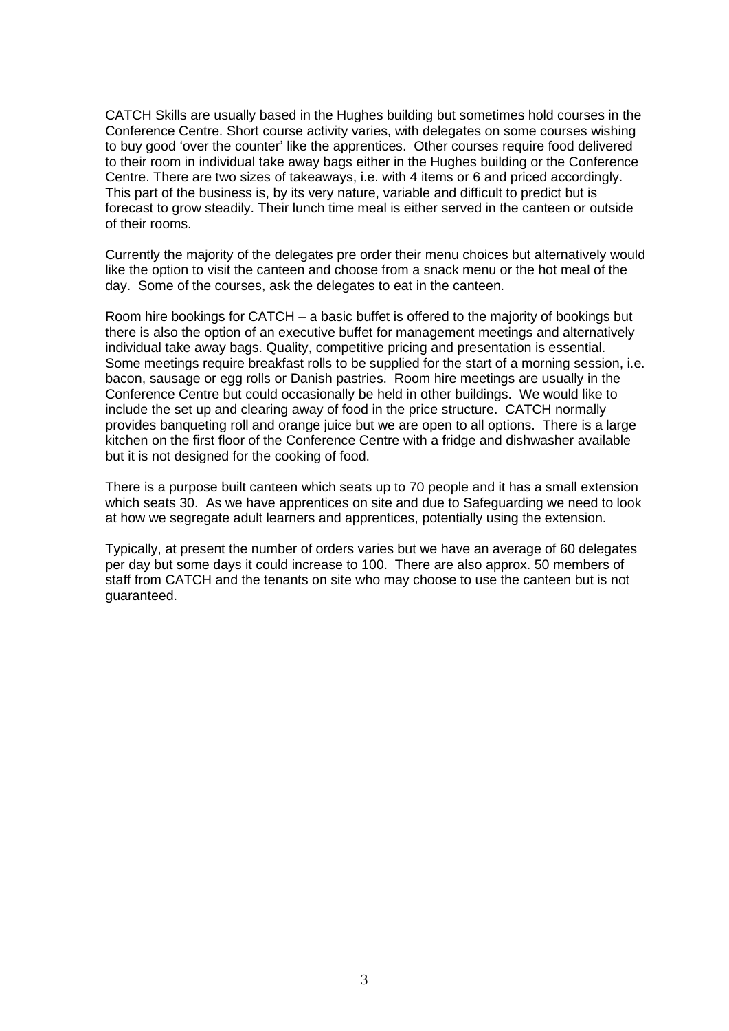CATCH Skills are usually based in the Hughes building but sometimes hold courses in the Conference Centre. Short course activity varies, with delegates on some courses wishing to buy good 'over the counter' like the apprentices. Other courses require food delivered to their room in individual take away bags either in the Hughes building or the Conference Centre. There are two sizes of takeaways, i.e. with 4 items or 6 and priced accordingly. This part of the business is, by its very nature, variable and difficult to predict but is forecast to grow steadily. Their lunch time meal is either served in the canteen or outside of their rooms.

Currently the majority of the delegates pre order their menu choices but alternatively would like the option to visit the canteen and choose from a snack menu or the hot meal of the day. Some of the courses, ask the delegates to eat in the canteen.

Room hire bookings for CATCH – a basic buffet is offered to the majority of bookings but there is also the option of an executive buffet for management meetings and alternatively individual take away bags. Quality, competitive pricing and presentation is essential. Some meetings require breakfast rolls to be supplied for the start of a morning session, i.e. bacon, sausage or egg rolls or Danish pastries. Room hire meetings are usually in the Conference Centre but could occasionally be held in other buildings. We would like to include the set up and clearing away of food in the price structure. CATCH normally provides banqueting roll and orange juice but we are open to all options. There is a large kitchen on the first floor of the Conference Centre with a fridge and dishwasher available but it is not designed for the cooking of food.

There is a purpose built canteen which seats up to 70 people and it has a small extension which seats 30. As we have apprentices on site and due to Safeguarding we need to look at how we segregate adult learners and apprentices, potentially using the extension.

Typically, at present the number of orders varies but we have an average of 60 delegates per day but some days it could increase to 100. There are also approx. 50 members of staff from CATCH and the tenants on site who may choose to use the canteen but is not guaranteed.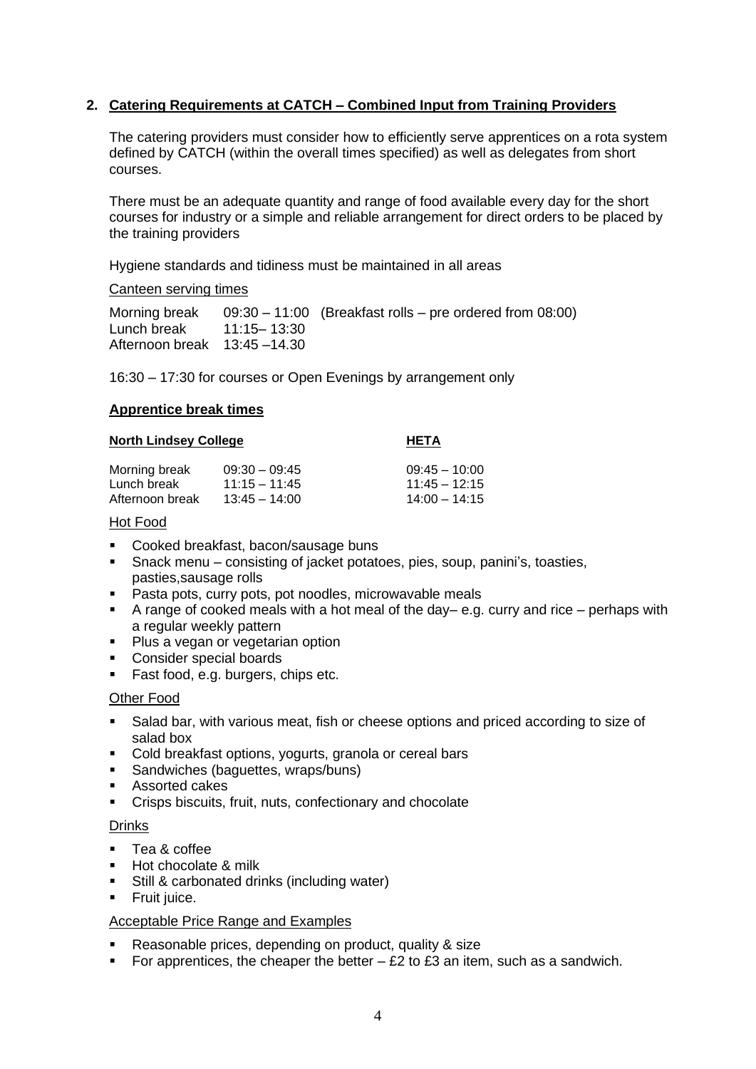## 2. Catering Requirements at CATCH – Combined Input from Training Providers

The catering providers must consider how to efficiently serve apprentices on a rota system defined by CATCH (within the overall times specified) as well as delegates from short courses.

There must be an adequate quantity and range of food available every day for the short courses for industry or a simple and reliable arrangement for direct orders to be placed by the training providers

Hygiene standards and tidiness must be maintained in all areas

Canteen serving times

| | | |
|---|---|---|
| Morning break | 09:30 – 11:00 | (Breakfast rolls – pre ordered from 08:00) |
| Lunch break | 11:15– 13:30 | |
| Afternoon break | 13:45 –14.30 | |

16:30 – 17:30 for courses or Open Evenings by arrangement only

**Apprentice break times**

| North Lindsey College | | HETA |
|---|---|---|
| Morning break | 09:30 – 09:45 | 09:45 – 10:00 |
| Lunch break | 11:15 – 11:45 | 11:45 – 12:15 |
| Afternoon break | 13:45 – 14:00 | 14:00 – 14:15 |

Hot Food

- Cooked breakfast, bacon/sausage buns
- Snack menu – consisting of jacket potatoes, pies, soup, panini's, toasties, pasties,sausage rolls
- Pasta pots, curry pots, pot noodles, microwavable meals
- A range of cooked meals with a hot meal of the day– e.g. curry and rice – perhaps with a regular weekly pattern
- Plus a vegan or vegetarian option
- Consider special boards
- Fast food, e.g. burgers, chips etc.

Other Food

- Salad bar, with various meat, fish or cheese options and priced according to size of salad box
- Cold breakfast options, yogurts, granola or cereal bars
- Sandwiches (baguettes, wraps/buns)
- Assorted cakes
- Crisps biscuits, fruit, nuts, confectionary and chocolate

Drinks

- Tea & coffee
- Hot chocolate & milk
- Still & carbonated drinks (including water)
- Fruit juice.

Acceptable Price Range and Examples

- Reasonable prices, depending on product, quality & size
- For apprentices, the cheaper the better – £2 to £3 an item, such as a sandwich.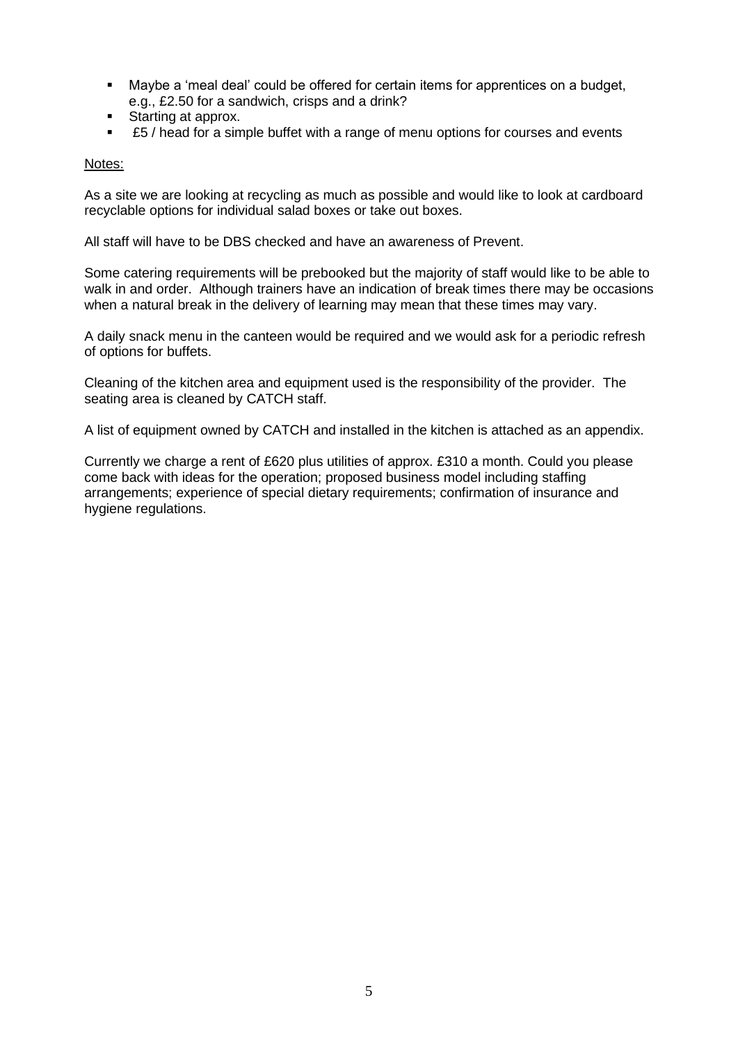- Maybe a 'meal deal' could be offered for certain items for apprentices on a budget, e.g., £2.50 for a sandwich, crisps and a drink?
- Starting at approx.
- £5 / head for a simple buffet with a range of menu options for courses and events

Notes:

As a site we are looking at recycling as much as possible and would like to look at cardboard recyclable options for individual salad boxes or take out boxes.

All staff will have to be DBS checked and have an awareness of Prevent.

Some catering requirements will be prebooked but the majority of staff would like to be able to walk in and order. Although trainers have an indication of break times there may be occasions when a natural break in the delivery of learning may mean that these times may vary.

A daily snack menu in the canteen would be required and we would ask for a periodic refresh of options for buffets.

Cleaning of the kitchen area and equipment used is the responsibility of the provider. The seating area is cleaned by CATCH staff.

A list of equipment owned by CATCH and installed in the kitchen is attached as an appendix.

Currently we charge a rent of £620 plus utilities of approx. £310 a month. Could you please come back with ideas for the operation; proposed business model including staffing arrangements; experience of special dietary requirements; confirmation of insurance and hygiene regulations.